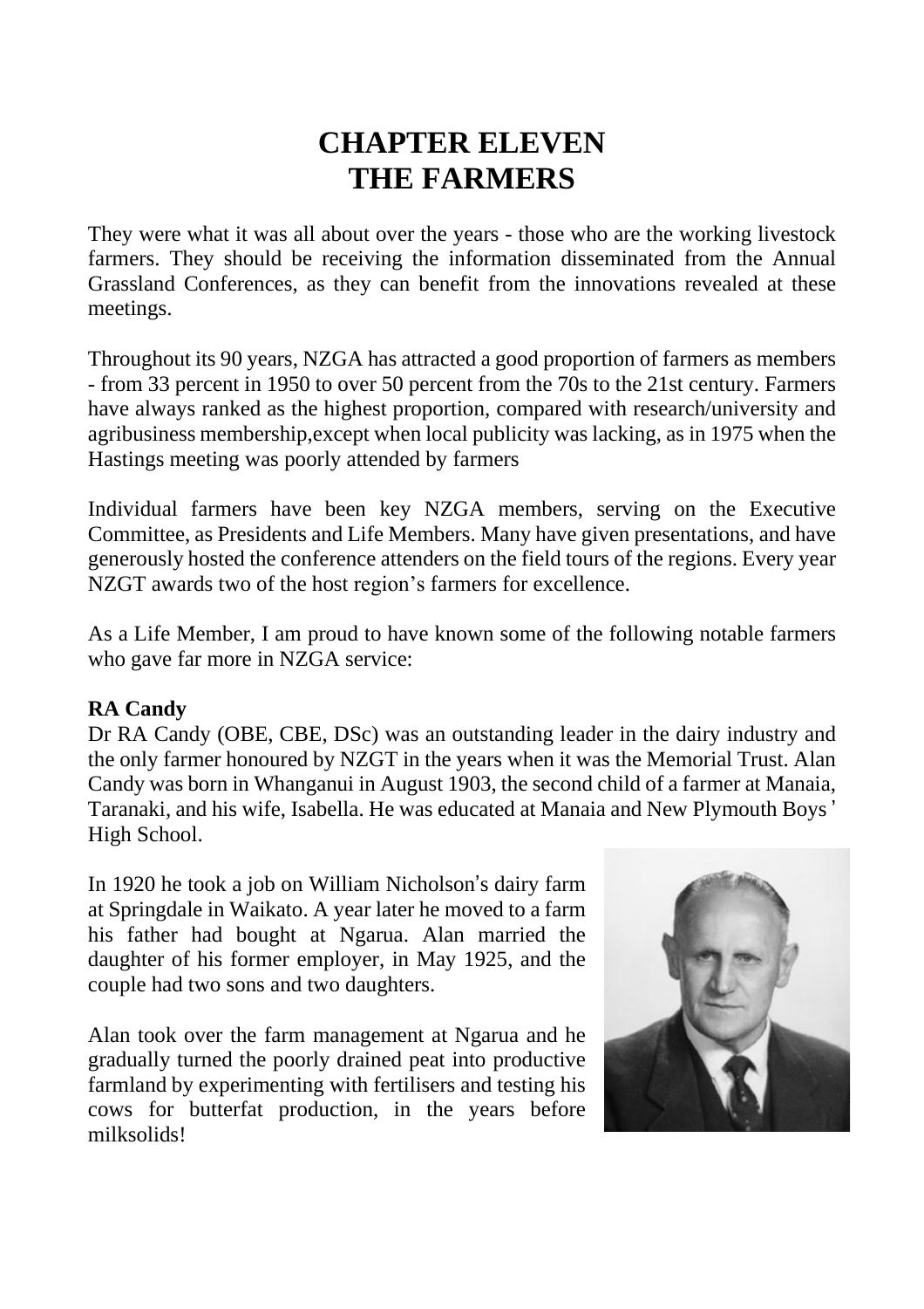# CHAPTER ELEVEN
# THE FARMERS

They were what it was all about over the years - those who are the working livestock farmers. They should be receiving the information disseminated from the Annual Grassland Conferences, as they can benefit from the innovations revealed at these meetings.

Throughout its 90 years, NZGA has attracted a good proportion of farmers as members - from 33 percent in 1950 to over 50 percent from the 70s to the 21st century. Farmers have always ranked as the highest proportion, compared with research/university and agribusiness membership,except when local publicity was lacking, as in 1975 when the Hastings meeting was poorly attended by farmers

Individual farmers have been key NZGA members, serving on the Executive Committee, as Presidents and Life Members. Many have given presentations, and have generously hosted the conference attenders on the field tours of the regions. Every year NZGT awards two of the host region's farmers for excellence.

As a Life Member, I am proud to have known some of the following notable farmers who gave far more in NZGA service:

**RA Candy**

Dr RA Candy (OBE, CBE, DSc) was an outstanding leader in the dairy industry and the only farmer honoured by NZGT in the years when it was the Memorial Trust. Alan Candy was born in Whanganui in August 1903, the second child of a farmer at Manaia, Taranaki, and his wife, Isabella. He was educated at Manaia and New Plymouth Boys' High School.

In 1920 he took a job on William Nicholson's dairy farm at Springdale in Waikato. A year later he moved to a farm his father had bought at Ngarua. Alan married the daughter of his former employer, in May 1925, and the couple had two sons and two daughters.

Alan took over the farm management at Ngarua and he gradually turned the poorly drained peat into productive farmland by experimenting with fertilisers and testing his cows for butterfat production, in the years before milksolids!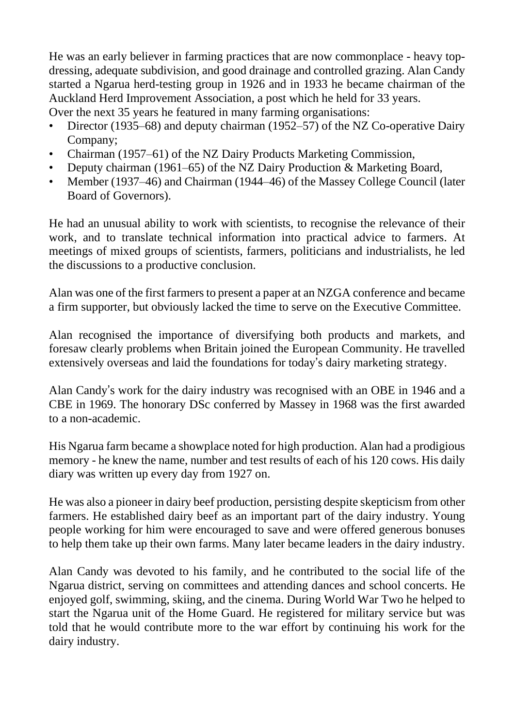He was an early believer in farming practices that are now commonplace - heavy top-dressing, adequate subdivision, and good drainage and controlled grazing. Alan Candy started a Ngarua herd-testing group in 1926 and in 1933 he became chairman of the Auckland Herd Improvement Association, a post which he held for 33 years.
Over the next 35 years he featured in many farming organisations:

- Director (1935–68) and deputy chairman (1952–57) of the NZ Co-operative Dairy Company;
- Chairman (1957–61) of the NZ Dairy Products Marketing Commission,
- Deputy chairman (1961–65) of the NZ Dairy Production & Marketing Board,
- Member (1937–46) and Chairman (1944–46) of the Massey College Council (later Board of Governors).

He had an unusual ability to work with scientists, to recognise the relevance of their work, and to translate technical information into practical advice to farmers. At meetings of mixed groups of scientists, farmers, politicians and industrialists, he led the discussions to a productive conclusion.

Alan was one of the first farmers to present a paper at an NZGA conference and became a firm supporter, but obviously lacked the time to serve on the Executive Committee.

Alan recognised the importance of diversifying both products and markets, and foresaw clearly problems when Britain joined the European Community. He travelled extensively overseas and laid the foundations for today's dairy marketing strategy.

Alan Candy's work for the dairy industry was recognised with an OBE in 1946 and a CBE in 1969. The honorary DSc conferred by Massey in 1968 was the first awarded to a non-academic.

His Ngarua farm became a showplace noted for high production. Alan had a prodigious memory - he knew the name, number and test results of each of his 120 cows. His daily diary was written up every day from 1927 on.

He was also a pioneer in dairy beef production, persisting despite skepticism from other farmers. He established dairy beef as an important part of the dairy industry. Young people working for him were encouraged to save and were offered generous bonuses to help them take up their own farms. Many later became leaders in the dairy industry.

Alan Candy was devoted to his family, and he contributed to the social life of the Ngarua district, serving on committees and attending dances and school concerts. He enjoyed golf, swimming, skiing, and the cinema. During World War Two he helped to start the Ngarua unit of the Home Guard. He registered for military service but was told that he would contribute more to the war effort by continuing his work for the dairy industry.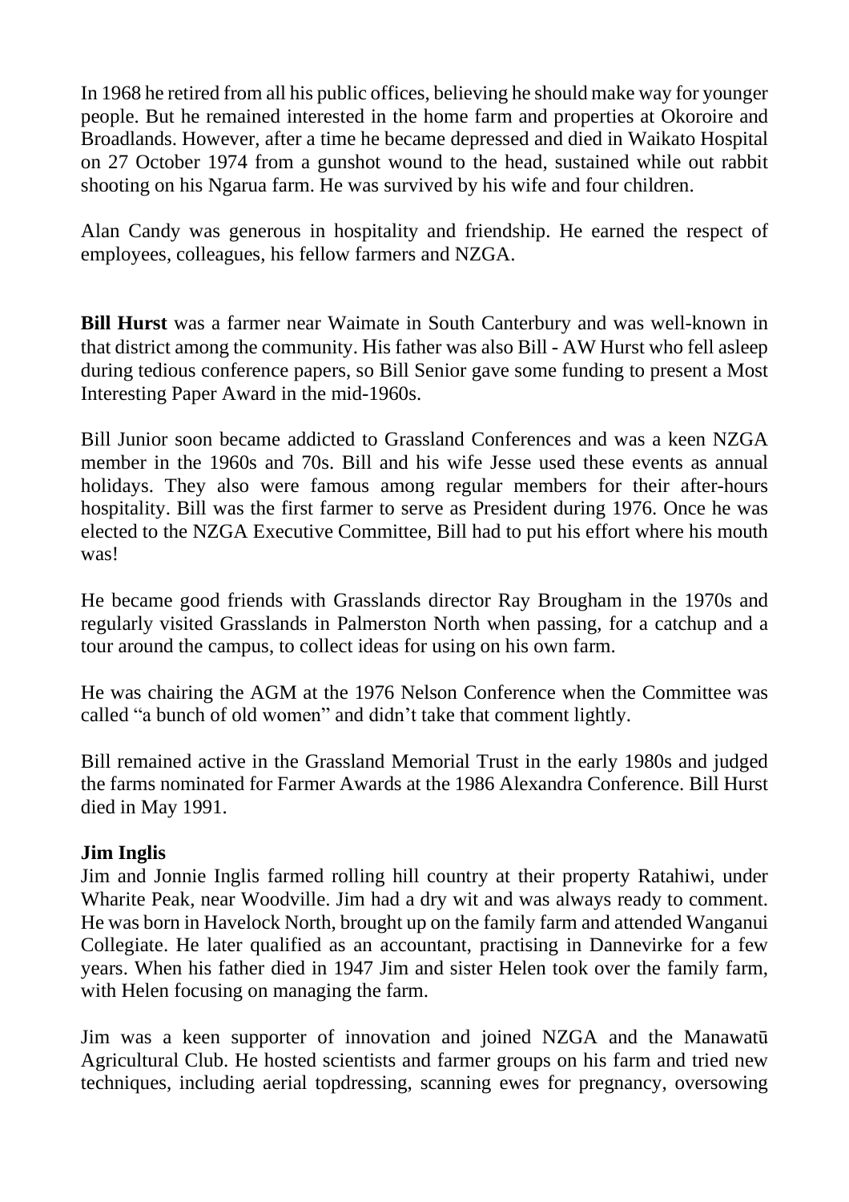In 1968 he retired from all his public offices, believing he should make way for younger people. But he remained interested in the home farm and properties at Okoroire and Broadlands. However, after a time he became depressed and died in Waikato Hospital on 27 October 1974 from a gunshot wound to the head, sustained while out rabbit shooting on his Ngarua farm. He was survived by his wife and four children.

Alan Candy was generous in hospitality and friendship. He earned the respect of employees, colleagues, his fellow farmers and NZGA.

**Bill Hurst** was a farmer near Waimate in South Canterbury and was well-known in that district among the community. His father was also Bill - AW Hurst who fell asleep during tedious conference papers, so Bill Senior gave some funding to present a Most Interesting Paper Award in the mid-1960s.

Bill Junior soon became addicted to Grassland Conferences and was a keen NZGA member in the 1960s and 70s. Bill and his wife Jesse used these events as annual holidays. They also were famous among regular members for their after-hours hospitality. Bill was the first farmer to serve as President during 1976. Once he was elected to the NZGA Executive Committee, Bill had to put his effort where his mouth was!

He became good friends with Grasslands director Ray Brougham in the 1970s and regularly visited Grasslands in Palmerston North when passing, for a catchup and a tour around the campus, to collect ideas for using on his own farm.

He was chairing the AGM at the 1976 Nelson Conference when the Committee was called "a bunch of old women" and didn't take that comment lightly.

Bill remained active in the Grassland Memorial Trust in the early 1980s and judged the farms nominated for Farmer Awards at the 1986 Alexandra Conference. Bill Hurst died in May 1991.

**Jim Inglis**

Jim and Jonnie Inglis farmed rolling hill country at their property Ratahiwi, under Wharite Peak, near Woodville. Jim had a dry wit and was always ready to comment. He was born in Havelock North, brought up on the family farm and attended Wanganui Collegiate. He later qualified as an accountant, practising in Dannevirke for a few years. When his father died in 1947 Jim and sister Helen took over the family farm, with Helen focusing on managing the farm.

Jim was a keen supporter of innovation and joined NZGA and the Manawatū Agricultural Club. He hosted scientists and farmer groups on his farm and tried new techniques, including aerial topdressing, scanning ewes for pregnancy, oversowing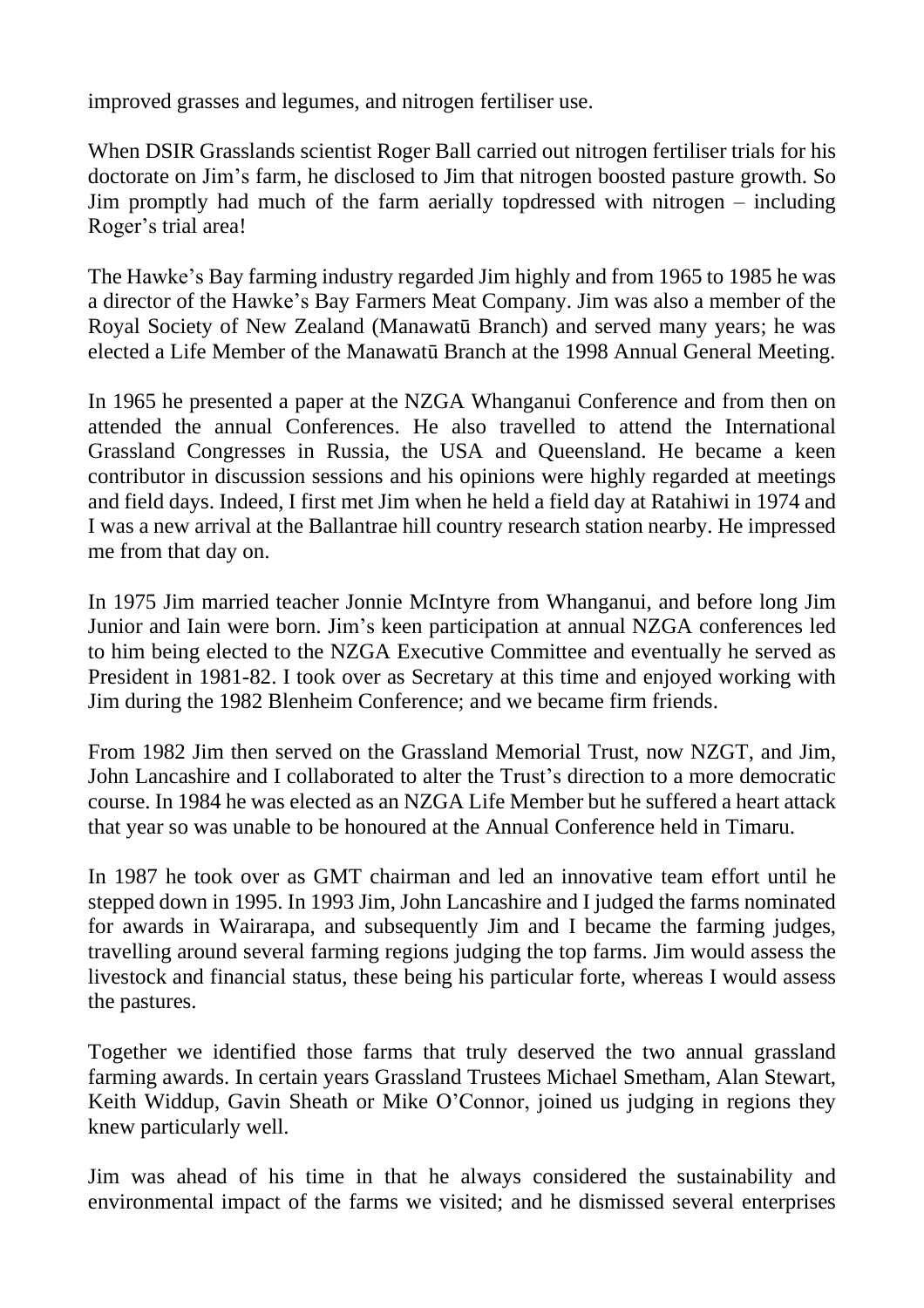improved grasses and legumes, and nitrogen fertiliser use.

When DSIR Grasslands scientist Roger Ball carried out nitrogen fertiliser trials for his doctorate on Jim's farm, he disclosed to Jim that nitrogen boosted pasture growth. So Jim promptly had much of the farm aerially topdressed with nitrogen – including Roger's trial area!

The Hawke's Bay farming industry regarded Jim highly and from 1965 to 1985 he was a director of the Hawke's Bay Farmers Meat Company. Jim was also a member of the Royal Society of New Zealand (Manawatū Branch) and served many years; he was elected a Life Member of the Manawatū Branch at the 1998 Annual General Meeting.

In 1965 he presented a paper at the NZGA Whanganui Conference and from then on attended the annual Conferences. He also travelled to attend the International Grassland Congresses in Russia, the USA and Queensland. He became a keen contributor in discussion sessions and his opinions were highly regarded at meetings and field days. Indeed, I first met Jim when he held a field day at Ratahiwi in 1974 and I was a new arrival at the Ballantrae hill country research station nearby. He impressed me from that day on.

In 1975 Jim married teacher Jonnie McIntyre from Whanganui, and before long Jim Junior and Iain were born. Jim's keen participation at annual NZGA conferences led to him being elected to the NZGA Executive Committee and eventually he served as President in 1981-82. I took over as Secretary at this time and enjoyed working with Jim during the 1982 Blenheim Conference; and we became firm friends.

From 1982 Jim then served on the Grassland Memorial Trust, now NZGT, and Jim, John Lancashire and I collaborated to alter the Trust's direction to a more democratic course. In 1984 he was elected as an NZGA Life Member but he suffered a heart attack that year so was unable to be honoured at the Annual Conference held in Timaru.

In 1987 he took over as GMT chairman and led an innovative team effort until he stepped down in 1995. In 1993 Jim, John Lancashire and I judged the farms nominated for awards in Wairarapa, and subsequently Jim and I became the farming judges, travelling around several farming regions judging the top farms. Jim would assess the livestock and financial status, these being his particular forte, whereas I would assess the pastures.

Together we identified those farms that truly deserved the two annual grassland farming awards. In certain years Grassland Trustees Michael Smetham, Alan Stewart, Keith Widdup, Gavin Sheath or Mike O'Connor, joined us judging in regions they knew particularly well.

Jim was ahead of his time in that he always considered the sustainability and environmental impact of the farms we visited; and he dismissed several enterprises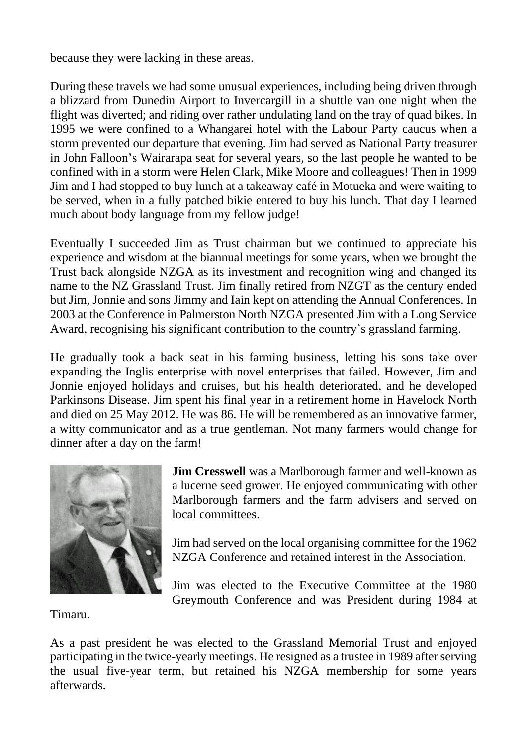because they were lacking in these areas.

During these travels we had some unusual experiences, including being driven through a blizzard from Dunedin Airport to Invercargill in a shuttle van one night when the flight was diverted; and riding over rather undulating land on the tray of quad bikes. In 1995 we were confined to a Whangarei hotel with the Labour Party caucus when a storm prevented our departure that evening. Jim had served as National Party treasurer in John Falloon's Wairarapa seat for several years, so the last people he wanted to be confined with in a storm were Helen Clark, Mike Moore and colleagues! Then in 1999 Jim and I had stopped to buy lunch at a takeaway café in Motueka and were waiting to be served, when in a fully patched bikie entered to buy his lunch. That day I learned much about body language from my fellow judge!

Eventually I succeeded Jim as Trust chairman but we continued to appreciate his experience and wisdom at the biannual meetings for some years, when we brought the Trust back alongside NZGA as its investment and recognition wing and changed its name to the NZ Grassland Trust. Jim finally retired from NZGT as the century ended but Jim, Jonnie and sons Jimmy and Iain kept on attending the Annual Conferences. In 2003 at the Conference in Palmerston North NZGA presented Jim with a Long Service Award, recognising his significant contribution to the country's grassland farming.

He gradually took a back seat in his farming business, letting his sons take over expanding the Inglis enterprise with novel enterprises that failed. However, Jim and Jonnie enjoyed holidays and cruises, but his health deteriorated, and he developed Parkinsons Disease. Jim spent his final year in a retirement home in Havelock North and died on 25 May 2012. He was 86. He will be remembered as an innovative farmer, a witty communicator and as a true gentleman. Not many farmers would change for dinner after a day on the farm!

**Jim Cresswell** was a Marlborough farmer and well-known as a lucerne seed grower. He enjoyed communicating with other Marlborough farmers and the farm advisers and served on local committees.

Jim had served on the local organising committee for the 1962 NZGA Conference and retained interest in the Association.

Jim was elected to the Executive Committee at the 1980 Greymouth Conference and was President during 1984 at Timaru.

As a past president he was elected to the Grassland Memorial Trust and enjoyed participating in the twice-yearly meetings. He resigned as a trustee in 1989 after serving the usual five-year term, but retained his NZGA membership for some years afterwards.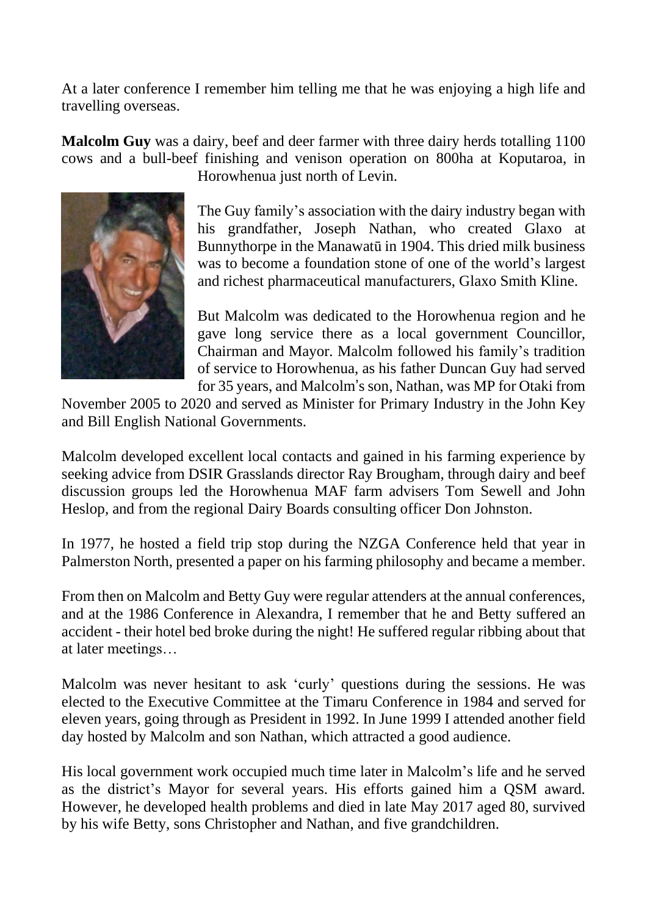At a later conference I remember him telling me that he was enjoying a high life and travelling overseas.

**Malcolm Guy** was a dairy, beef and deer farmer with three dairy herds totalling 1100 cows and a bull-beef finishing and venison operation on 800ha at Koputaroa, in Horowhenua just north of Levin.

The Guy family's association with the dairy industry began with his grandfather, Joseph Nathan, who created Glaxo at Bunnythorpe in the Manawatū in 1904. This dried milk business was to become a foundation stone of one of the world's largest and richest pharmaceutical manufacturers, Glaxo Smith Kline.

But Malcolm was dedicated to the Horowhenua region and he gave long service there as a local government Councillor, Chairman and Mayor. Malcolm followed his family's tradition of service to Horowhenua, as his father Duncan Guy had served for 35 years, and Malcolm's son, Nathan, was MP for Otaki from November 2005 to 2020 and served as Minister for Primary Industry in the John Key and Bill English National Governments.

Malcolm developed excellent local contacts and gained in his farming experience by seeking advice from DSIR Grasslands director Ray Brougham, through dairy and beef discussion groups led the Horowhenua MAF farm advisers Tom Sewell and John Heslop, and from the regional Dairy Boards consulting officer Don Johnston.

In 1977, he hosted a field trip stop during the NZGA Conference held that year in Palmerston North, presented a paper on his farming philosophy and became a member.

From then on Malcolm and Betty Guy were regular attenders at the annual conferences, and at the 1986 Conference in Alexandra, I remember that he and Betty suffered an accident - their hotel bed broke during the night! He suffered regular ribbing about that at later meetings…

Malcolm was never hesitant to ask 'curly' questions during the sessions. He was elected to the Executive Committee at the Timaru Conference in 1984 and served for eleven years, going through as President in 1992. In June 1999 I attended another field day hosted by Malcolm and son Nathan, which attracted a good audience.

His local government work occupied much time later in Malcolm's life and he served as the district's Mayor for several years. His efforts gained him a QSM award. However, he developed health problems and died in late May 2017 aged 80, survived by his wife Betty, sons Christopher and Nathan, and five grandchildren.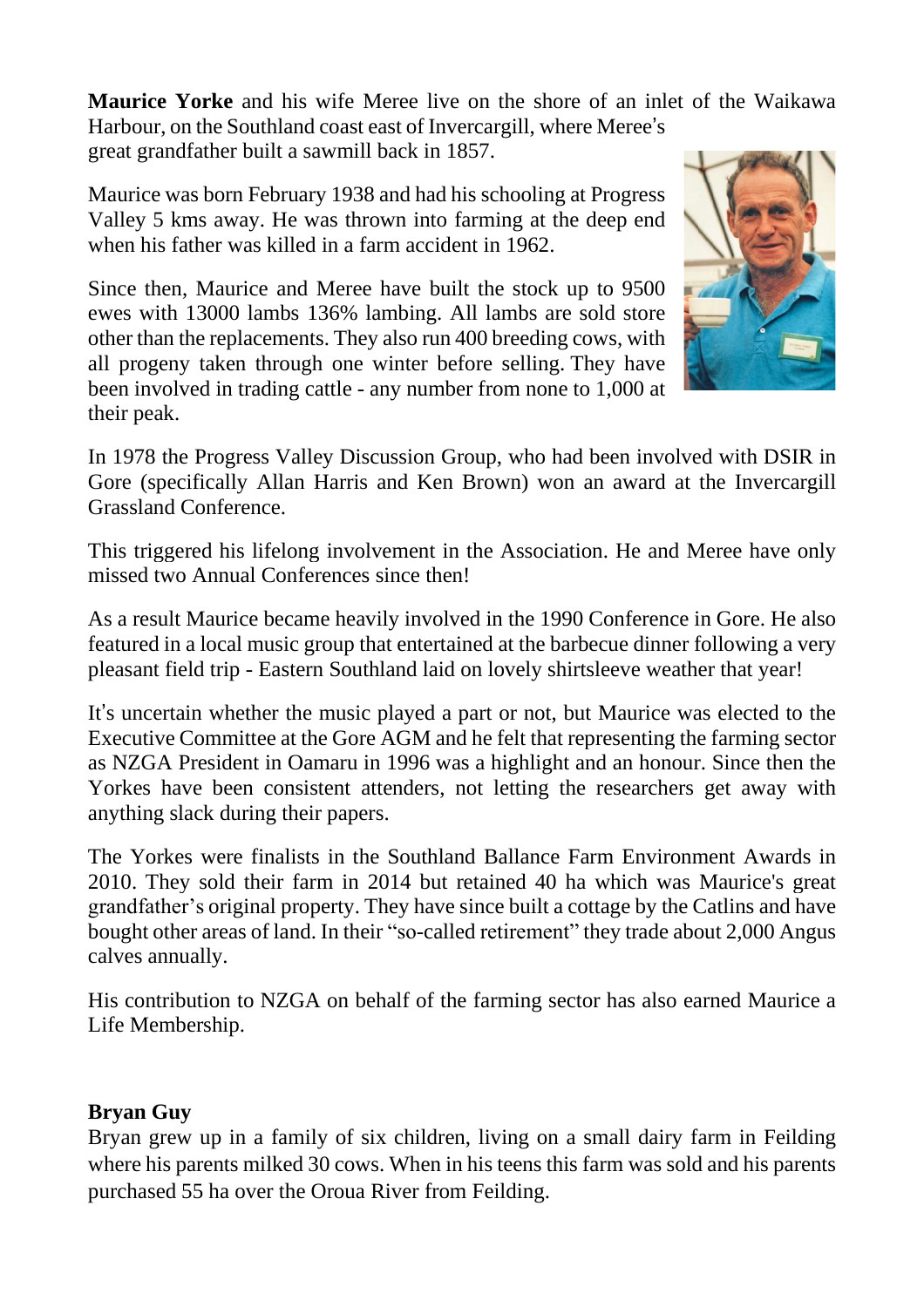**Maurice Yorke** and his wife Meree live on the shore of an inlet of the Waikawa Harbour, on the Southland coast east of Invercargill, where Meree's great grandfather built a sawmill back in 1857.

Maurice was born February 1938 and had his schooling at Progress Valley 5 kms away. He was thrown into farming at the deep end when his father was killed in a farm accident in 1962.

Since then, Maurice and Meree have built the stock up to 9500 ewes with 13000 lambs 136% lambing. All lambs are sold store other than the replacements. They also run 400 breeding cows, with all progeny taken through one winter before selling. They have been involved in trading cattle - any number from none to 1,000 at their peak.

In 1978 the Progress Valley Discussion Group, who had been involved with DSIR in Gore (specifically Allan Harris and Ken Brown) won an award at the Invercargill Grassland Conference.

This triggered his lifelong involvement in the Association. He and Meree have only missed two Annual Conferences since then!

As a result Maurice became heavily involved in the 1990 Conference in Gore. He also featured in a local music group that entertained at the barbecue dinner following a very pleasant field trip - Eastern Southland laid on lovely shirtsleeve weather that year!

It's uncertain whether the music played a part or not, but Maurice was elected to the Executive Committee at the Gore AGM and he felt that representing the farming sector as NZGA President in Oamaru in 1996 was a highlight and an honour. Since then the Yorkes have been consistent attenders, not letting the researchers get away with anything slack during their papers.

The Yorkes were finalists in the Southland Ballance Farm Environment Awards in 2010. They sold their farm in 2014 but retained 40 ha which was Maurice's great grandfather's original property. They have since built a cottage by the Catlins and have bought other areas of land. In their "so-called retirement" they trade about 2,000 Angus calves annually.

His contribution to NZGA on behalf of the farming sector has also earned Maurice a Life Membership.

**Bryan Guy**

Bryan grew up in a family of six children, living on a small dairy farm in Feilding where his parents milked 30 cows. When in his teens this farm was sold and his parents purchased 55 ha over the Oroua River from Feilding.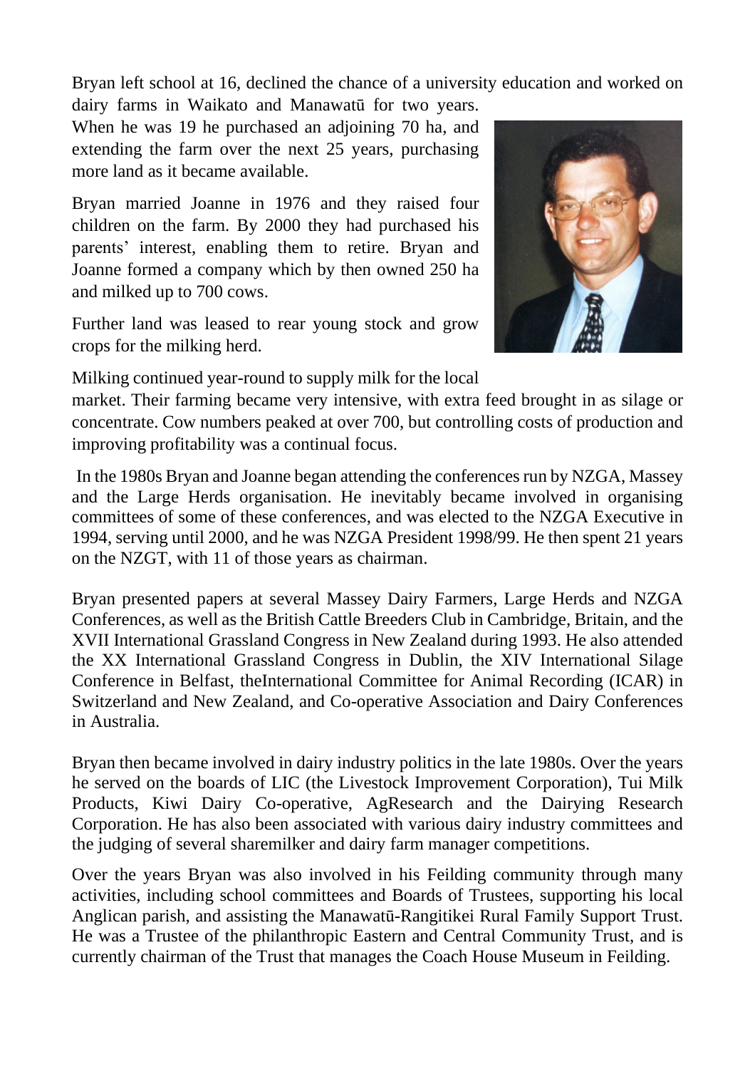Bryan left school at 16, declined the chance of a university education and worked on dairy farms in Waikato and Manawatū for two years. When he was 19 he purchased an adjoining 70 ha, and extending the farm over the next 25 years, purchasing more land as it became available.

Bryan married Joanne in 1976 and they raised four children on the farm. By 2000 they had purchased his parents' interest, enabling them to retire. Bryan and Joanne formed a company which by then owned 250 ha and milked up to 700 cows.

Further land was leased to rear young stock and grow crops for the milking herd.

Milking continued year-round to supply milk for the local market. Their farming became very intensive, with extra feed brought in as silage or concentrate. Cow numbers peaked at over 700, but controlling costs of production and improving profitability was a continual focus.

In the 1980s Bryan and Joanne began attending the conferences run by NZGA, Massey and the Large Herds organisation. He inevitably became involved in organising committees of some of these conferences, and was elected to the NZGA Executive in 1994, serving until 2000, and he was NZGA President 1998/99. He then spent 21 years on the NZGT, with 11 of those years as chairman.

Bryan presented papers at several Massey Dairy Farmers, Large Herds and NZGA Conferences, as well as the British Cattle Breeders Club in Cambridge, Britain, and the XVII International Grassland Congress in New Zealand during 1993. He also attended the XX International Grassland Congress in Dublin, the XIV International Silage Conference in Belfast, theInternational Committee for Animal Recording (ICAR) in Switzerland and New Zealand, and Co-operative Association and Dairy Conferences in Australia.

Bryan then became involved in dairy industry politics in the late 1980s. Over the years he served on the boards of LIC (the Livestock Improvement Corporation), Tui Milk Products, Kiwi Dairy Co-operative, AgResearch and the Dairying Research Corporation. He has also been associated with various dairy industry committees and the judging of several sharemilker and dairy farm manager competitions.

Over the years Bryan was also involved in his Feilding community through many activities, including school committees and Boards of Trustees, supporting his local Anglican parish, and assisting the Manawatū-Rangitikei Rural Family Support Trust. He was a Trustee of the philanthropic Eastern and Central Community Trust, and is currently chairman of the Trust that manages the Coach House Museum in Feilding.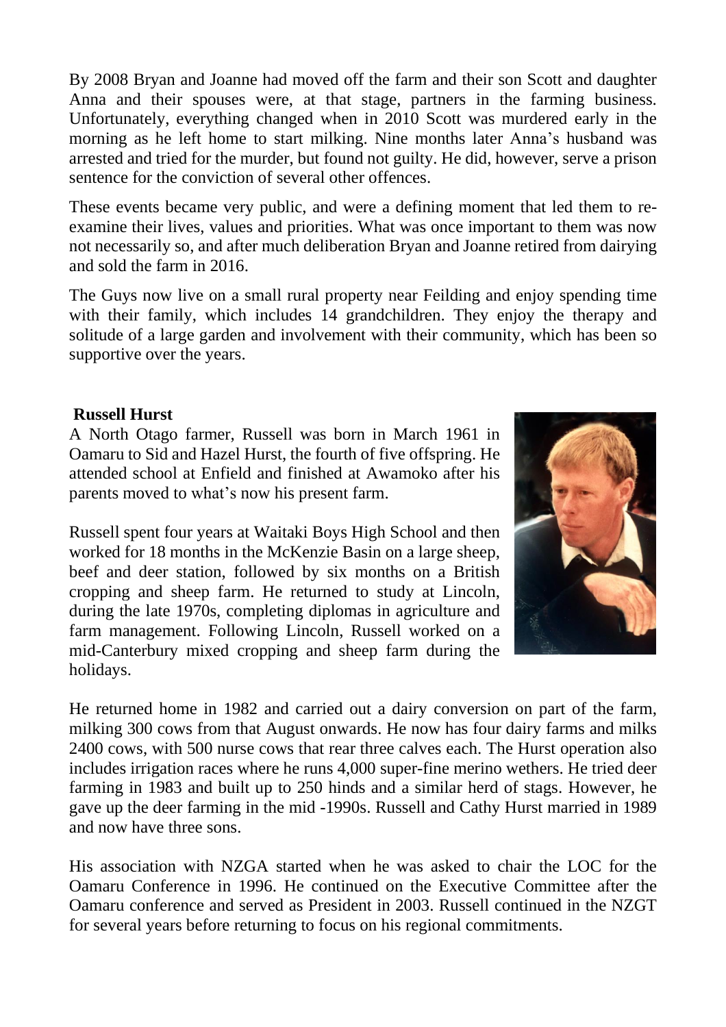By 2008 Bryan and Joanne had moved off the farm and their son Scott and daughter Anna and their spouses were, at that stage, partners in the farming business. Unfortunately, everything changed when in 2010 Scott was murdered early in the morning as he left home to start milking. Nine months later Anna's husband was arrested and tried for the murder, but found not guilty. He did, however, serve a prison sentence for the conviction of several other offences.

These events became very public, and were a defining moment that led them to re-examine their lives, values and priorities. What was once important to them was now not necessarily so, and after much deliberation Bryan and Joanne retired from dairying and sold the farm in 2016.

The Guys now live on a small rural property near Feilding and enjoy spending time with their family, which includes 14 grandchildren. They enjoy the therapy and solitude of a large garden and involvement with their community, which has been so supportive over the years.

**Russell Hurst**

A North Otago farmer, Russell was born in March 1961 in Oamaru to Sid and Hazel Hurst, the fourth of five offspring. He attended school at Enfield and finished at Awamoko after his parents moved to what's now his present farm.

Russell spent four years at Waitaki Boys High School and then worked for 18 months in the McKenzie Basin on a large sheep, beef and deer station, followed by six months on a British cropping and sheep farm. He returned to study at Lincoln, during the late 1970s, completing diplomas in agriculture and farm management. Following Lincoln, Russell worked on a mid-Canterbury mixed cropping and sheep farm during the holidays.

He returned home in 1982 and carried out a dairy conversion on part of the farm, milking 300 cows from that August onwards. He now has four dairy farms and milks 2400 cows, with 500 nurse cows that rear three calves each. The Hurst operation also includes irrigation races where he runs 4,000 super-fine merino wethers. He tried deer farming in 1983 and built up to 250 hinds and a similar herd of stags. However, he gave up the deer farming in the mid -1990s. Russell and Cathy Hurst married in 1989 and now have three sons.

His association with NZGA started when he was asked to chair the LOC for the Oamaru Conference in 1996. He continued on the Executive Committee after the Oamaru conference and served as President in 2003. Russell continued in the NZGT for several years before returning to focus on his regional commitments.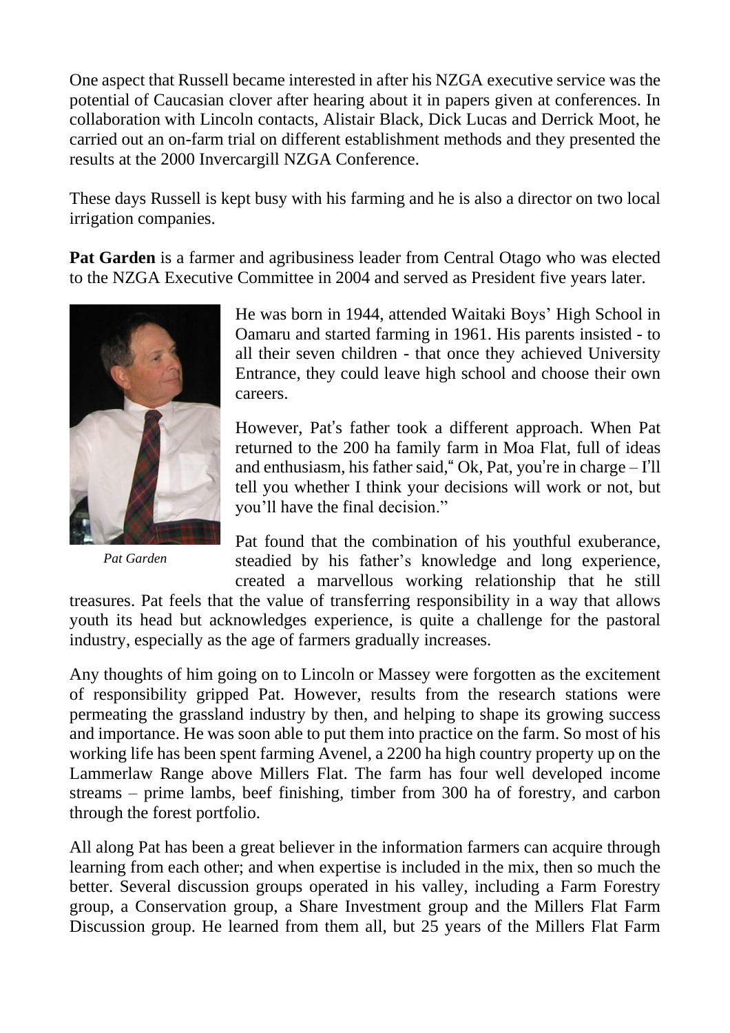One aspect that Russell became interested in after his NZGA executive service was the potential of Caucasian clover after hearing about it in papers given at conferences. In collaboration with Lincoln contacts, Alistair Black, Dick Lucas and Derrick Moot, he carried out an on-farm trial on different establishment methods and they presented the results at the 2000 Invercargill NZGA Conference.

These days Russell is kept busy with his farming and he is also a director on two local irrigation companies.

**Pat Garden** is a farmer and agribusiness leader from Central Otago who was elected to the NZGA Executive Committee in 2004 and served as President five years later.

*Pat Garden*

He was born in 1944, attended Waitaki Boys' High School in Oamaru and started farming in 1961. His parents insisted - to all their seven children - that once they achieved University Entrance, they could leave high school and choose their own careers.

However, Pat's father took a different approach. When Pat returned to the 200 ha family farm in Moa Flat, full of ideas and enthusiasm, his father said," Ok, Pat, you're in charge – I'll tell you whether I think your decisions will work or not, but you'll have the final decision."

Pat found that the combination of his youthful exuberance, steadied by his father's knowledge and long experience, created a marvellous working relationship that he still treasures. Pat feels that the value of transferring responsibility in a way that allows youth its head but acknowledges experience, is quite a challenge for the pastoral industry, especially as the age of farmers gradually increases.

Any thoughts of him going on to Lincoln or Massey were forgotten as the excitement of responsibility gripped Pat. However, results from the research stations were permeating the grassland industry by then, and helping to shape its growing success and importance. He was soon able to put them into practice on the farm. So most of his working life has been spent farming Avenel, a 2200 ha high country property up on the Lammerlaw Range above Millers Flat. The farm has four well developed income streams – prime lambs, beef finishing, timber from 300 ha of forestry, and carbon through the forest portfolio.

All along Pat has been a great believer in the information farmers can acquire through learning from each other; and when expertise is included in the mix, then so much the better. Several discussion groups operated in his valley, including a Farm Forestry group, a Conservation group, a Share Investment group and the Millers Flat Farm Discussion group. He learned from them all, but 25 years of the Millers Flat Farm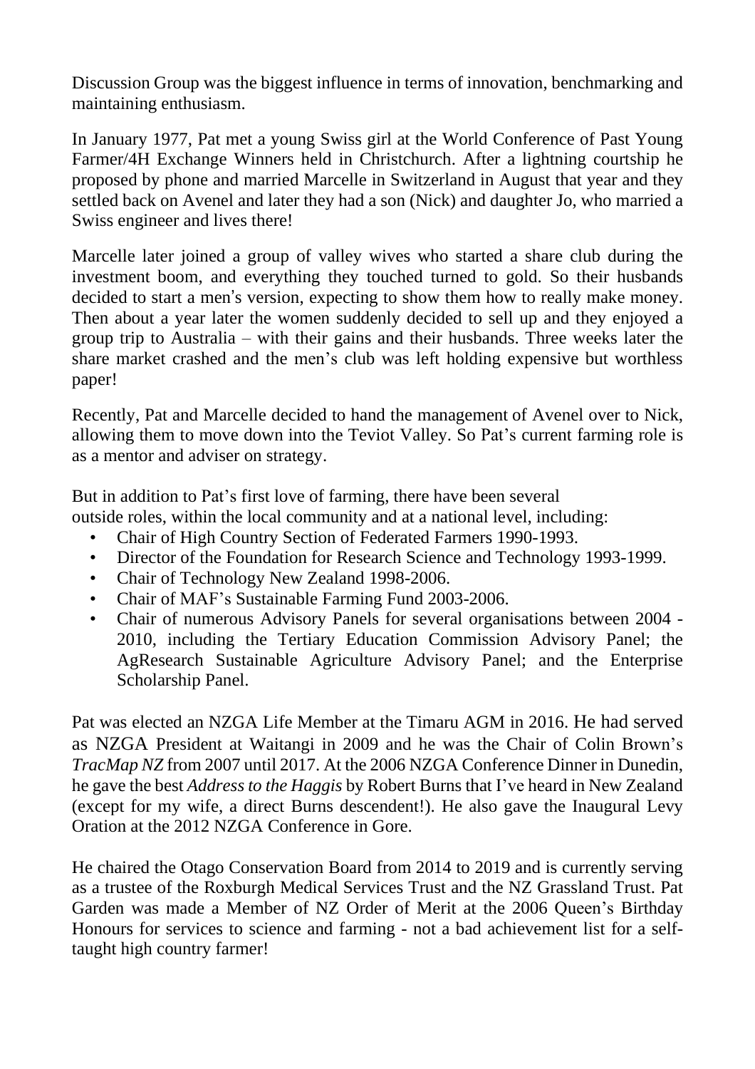Discussion Group was the biggest influence in terms of innovation, benchmarking and maintaining enthusiasm.

In January 1977, Pat met a young Swiss girl at the World Conference of Past Young Farmer/4H Exchange Winners held in Christchurch. After a lightning courtship he proposed by phone and married Marcelle in Switzerland in August that year and they settled back on Avenel and later they had a son (Nick) and daughter Jo, who married a Swiss engineer and lives there!

Marcelle later joined a group of valley wives who started a share club during the investment boom, and everything they touched turned to gold. So their husbands decided to start a men's version, expecting to show them how to really make money. Then about a year later the women suddenly decided to sell up and they enjoyed a group trip to Australia – with their gains and their husbands. Three weeks later the share market crashed and the men's club was left holding expensive but worthless paper!

Recently, Pat and Marcelle decided to hand the management of Avenel over to Nick, allowing them to move down into the Teviot Valley. So Pat's current farming role is as a mentor and adviser on strategy.

But in addition to Pat's first love of farming, there have been several outside roles, within the local community and at a national level, including:

- Chair of High Country Section of Federated Farmers 1990-1993.
- Director of the Foundation for Research Science and Technology 1993-1999.
- Chair of Technology New Zealand 1998-2006.
- Chair of MAF's Sustainable Farming Fund 2003-2006.
- Chair of numerous Advisory Panels for several organisations between 2004 - 2010, including the Tertiary Education Commission Advisory Panel; the AgResearch Sustainable Agriculture Advisory Panel; and the Enterprise Scholarship Panel.

Pat was elected an NZGA Life Member at the Timaru AGM in 2016. He had served as NZGA President at Waitangi in 2009 and he was the Chair of Colin Brown's *TracMap NZ* from 2007 until 2017. At the 2006 NZGA Conference Dinner in Dunedin, he gave the best *Address to the Haggis* by Robert Burns that I've heard in New Zealand (except for my wife, a direct Burns descendent!). He also gave the Inaugural Levy Oration at the 2012 NZGA Conference in Gore.

He chaired the Otago Conservation Board from 2014 to 2019 and is currently serving as a trustee of the Roxburgh Medical Services Trust and the NZ Grassland Trust. Pat Garden was made a Member of NZ Order of Merit at the 2006 Queen's Birthday Honours for services to science and farming - not a bad achievement list for a self-taught high country farmer!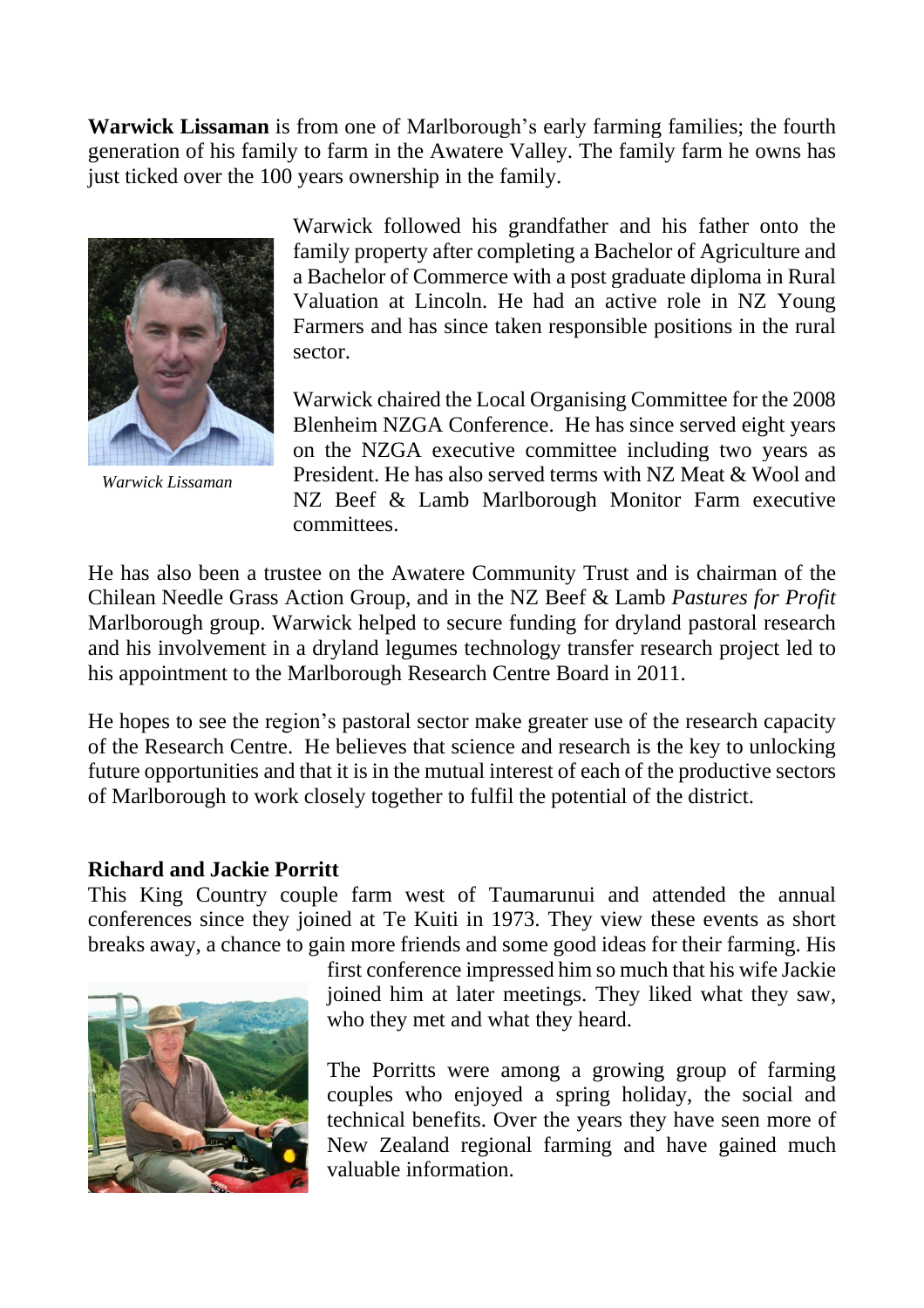**Warwick Lissaman** is from one of Marlborough's early farming families; the fourth generation of his family to farm in the Awatere Valley. The family farm he owns has just ticked over the 100 years ownership in the family.

Warwick followed his grandfather and his father onto the family property after completing a Bachelor of Agriculture and a Bachelor of Commerce with a post graduate diploma in Rural Valuation at Lincoln. He had an active role in NZ Young Farmers and has since taken responsible positions in the rural sector.

*Warwick Lissaman*

Warwick chaired the Local Organising Committee for the 2008 Blenheim NZGA Conference. He has since served eight years on the NZGA executive committee including two years as President. He has also served terms with NZ Meat & Wool and NZ Beef & Lamb Marlborough Monitor Farm executive committees.

He has also been a trustee on the Awatere Community Trust and is chairman of the Chilean Needle Grass Action Group, and in the NZ Beef & Lamb *Pastures for Profit* Marlborough group. Warwick helped to secure funding for dryland pastoral research and his involvement in a dryland legumes technology transfer research project led to his appointment to the Marlborough Research Centre Board in 2011.

He hopes to see the region's pastoral sector make greater use of the research capacity of the Research Centre. He believes that science and research is the key to unlocking future opportunities and that it is in the mutual interest of each of the productive sectors of Marlborough to work closely together to fulfil the potential of the district.

**Richard and Jackie Porritt**

This King Country couple farm west of Taumarunui and attended the annual conferences since they joined at Te Kuiti in 1973. They view these events as short breaks away, a chance to gain more friends and some good ideas for their farming. His first conference impressed him so much that his wife Jackie joined him at later meetings. They liked what they saw, who they met and what they heard.

The Porritts were among a growing group of farming couples who enjoyed a spring holiday, the social and technical benefits. Over the years they have seen more of New Zealand regional farming and have gained much valuable information.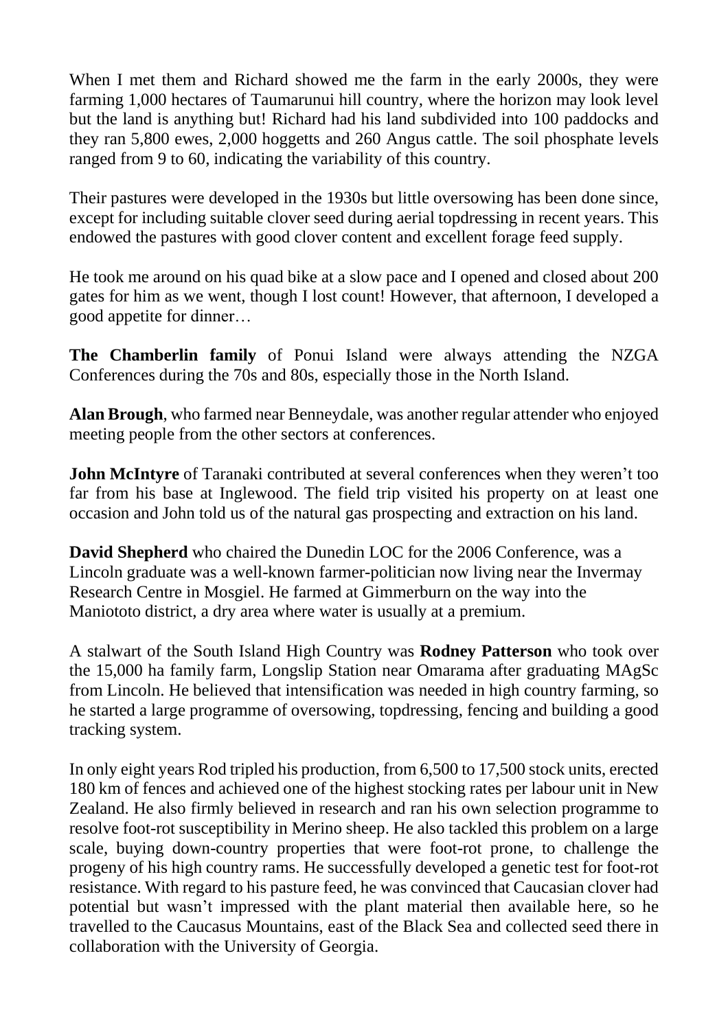When I met them and Richard showed me the farm in the early 2000s, they were farming 1,000 hectares of Taumarunui hill country, where the horizon may look level but the land is anything but! Richard had his land subdivided into 100 paddocks and they ran 5,800 ewes, 2,000 hoggetts and 260 Angus cattle. The soil phosphate levels ranged from 9 to 60, indicating the variability of this country.

Their pastures were developed in the 1930s but little oversowing has been done since, except for including suitable clover seed during aerial topdressing in recent years. This endowed the pastures with good clover content and excellent forage feed supply.

He took me around on his quad bike at a slow pace and I opened and closed about 200 gates for him as we went, though I lost count! However, that afternoon, I developed a good appetite for dinner…

**The Chamberlin family** of Ponui Island were always attending the NZGA Conferences during the 70s and 80s, especially those in the North Island.

**Alan Brough**, who farmed near Benneydale, was another regular attender who enjoyed meeting people from the other sectors at conferences.

**John McIntyre** of Taranaki contributed at several conferences when they weren't too far from his base at Inglewood. The field trip visited his property on at least one occasion and John told us of the natural gas prospecting and extraction on his land.

**David Shepherd** who chaired the Dunedin LOC for the 2006 Conference, was a Lincoln graduate was a well-known farmer-politician now living near the Invermay Research Centre in Mosgiel. He farmed at Gimmerburn on the way into the Maniototo district, a dry area where water is usually at a premium.

A stalwart of the South Island High Country was **Rodney Patterson** who took over the 15,000 ha family farm, Longslip Station near Omarama after graduating MAgSc from Lincoln. He believed that intensification was needed in high country farming, so he started a large programme of oversowing, topdressing, fencing and building a good tracking system.

In only eight years Rod tripled his production, from 6,500 to 17,500 stock units, erected 180 km of fences and achieved one of the highest stocking rates per labour unit in New Zealand. He also firmly believed in research and ran his own selection programme to resolve foot-rot susceptibility in Merino sheep. He also tackled this problem on a large scale, buying down-country properties that were foot-rot prone, to challenge the progeny of his high country rams. He successfully developed a genetic test for foot-rot resistance. With regard to his pasture feed, he was convinced that Caucasian clover had potential but wasn't impressed with the plant material then available here, so he travelled to the Caucasus Mountains, east of the Black Sea and collected seed there in collaboration with the University of Georgia.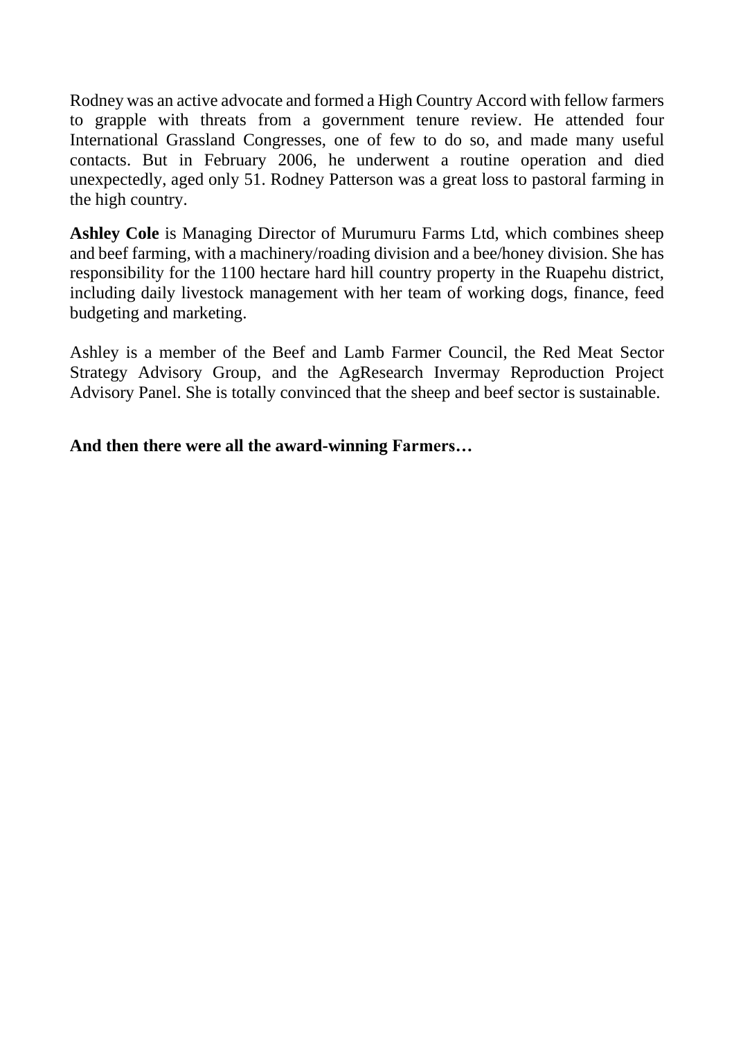Rodney was an active advocate and formed a High Country Accord with fellow farmers to grapple with threats from a government tenure review. He attended four International Grassland Congresses, one of few to do so, and made many useful contacts. But in February 2006, he underwent a routine operation and died unexpectedly, aged only 51. Rodney Patterson was a great loss to pastoral farming in the high country.

**Ashley Cole** is Managing Director of Murumuru Farms Ltd, which combines sheep and beef farming, with a machinery/roading division and a bee/honey division. She has responsibility for the 1100 hectare hard hill country property in the Ruapehu district, including daily livestock management with her team of working dogs, finance, feed budgeting and marketing.

Ashley is a member of the Beef and Lamb Farmer Council, the Red Meat Sector Strategy Advisory Group, and the AgResearch Invermay Reproduction Project Advisory Panel. She is totally convinced that the sheep and beef sector is sustainable.

**And then there were all the award-winning Farmers…**